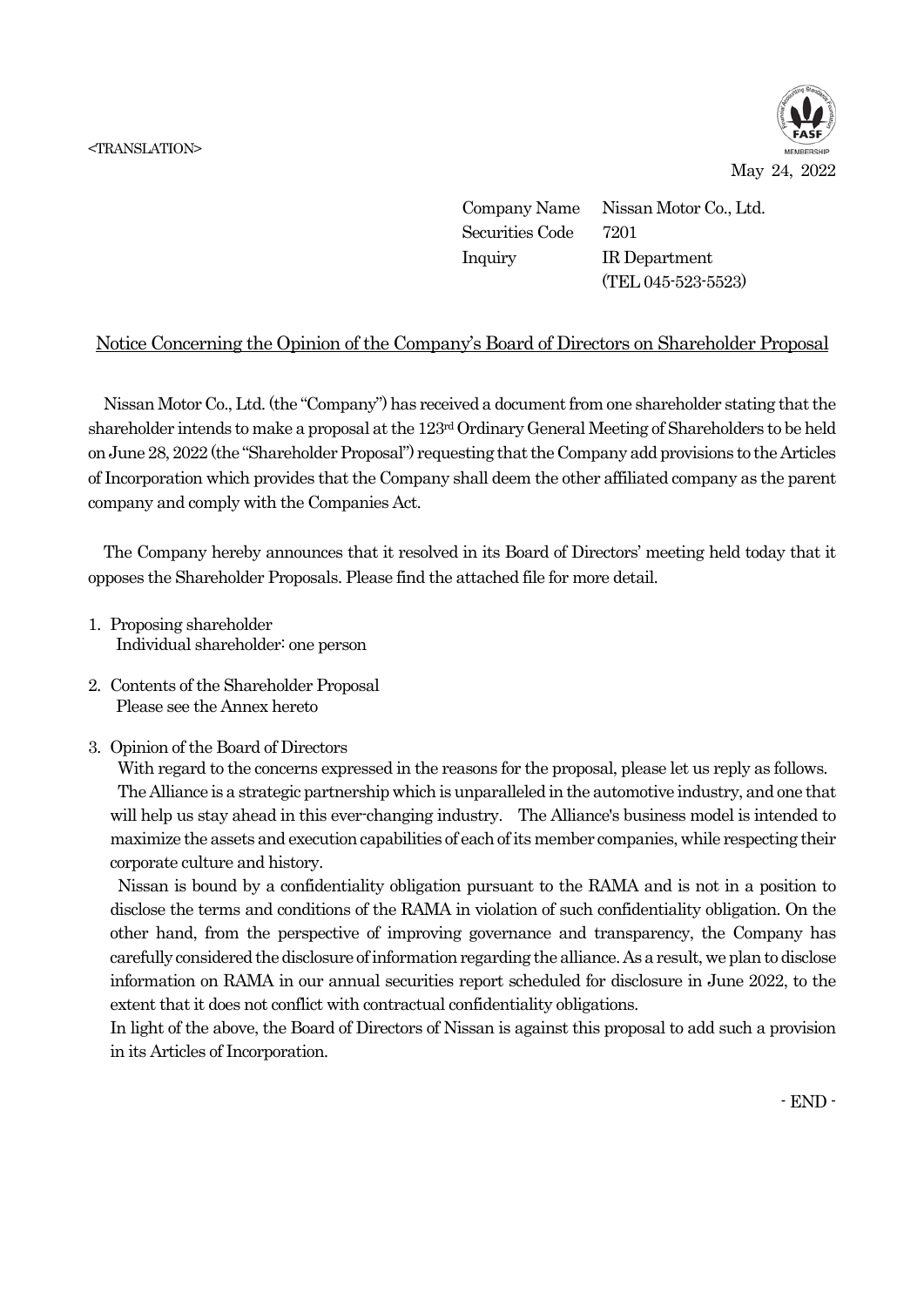<TRANSLATION>

May 24, 2022

Company Name　Nissan Motor Co., Ltd.
Securities Code　7201
Inquiry　IR Department
(TEL 045-523-5523)

## Notice Concerning the Opinion of the Company's Board of Directors on Shareholder Proposal

Nissan Motor Co., Ltd. (the "Company") has received a document from one shareholder stating that the shareholder intends to make a proposal at the 123rd Ordinary General Meeting of Shareholders to be held on June 28, 2022 (the "Shareholder Proposal") requesting that the Company add provisions to the Articles of Incorporation which provides that the Company shall deem the other affiliated company as the parent company and comply with the Companies Act.

The Company hereby announces that it resolved in its Board of Directors' meeting held today that it opposes the Shareholder Proposals. Please find the attached file for more detail.

1. Proposing shareholder
   Individual shareholder: one person

2. Contents of the Shareholder Proposal
   Please see the Annex hereto

3. Opinion of the Board of Directors
   With regard to the concerns expressed in the reasons for the proposal, please let us reply as follows.
   The Alliance is a strategic partnership which is unparalleled in the automotive industry, and one that will help us stay ahead in this ever-changing industry. The Alliance's business model is intended to maximize the assets and execution capabilities of each of its member companies, while respecting their corporate culture and history.
   Nissan is bound by a confidentiality obligation pursuant to the RAMA and is not in a position to disclose the terms and conditions of the RAMA in violation of such confidentiality obligation. On the other hand, from the perspective of improving governance and transparency, the Company has carefully considered the disclosure of information regarding the alliance. As a result, we plan to disclose information on RAMA in our annual securities report scheduled for disclosure in June 2022, to the extent that it does not conflict with contractual confidentiality obligations.
   In light of the above, the Board of Directors of Nissan is against this proposal to add such a provision in its Articles of Incorporation.

- END -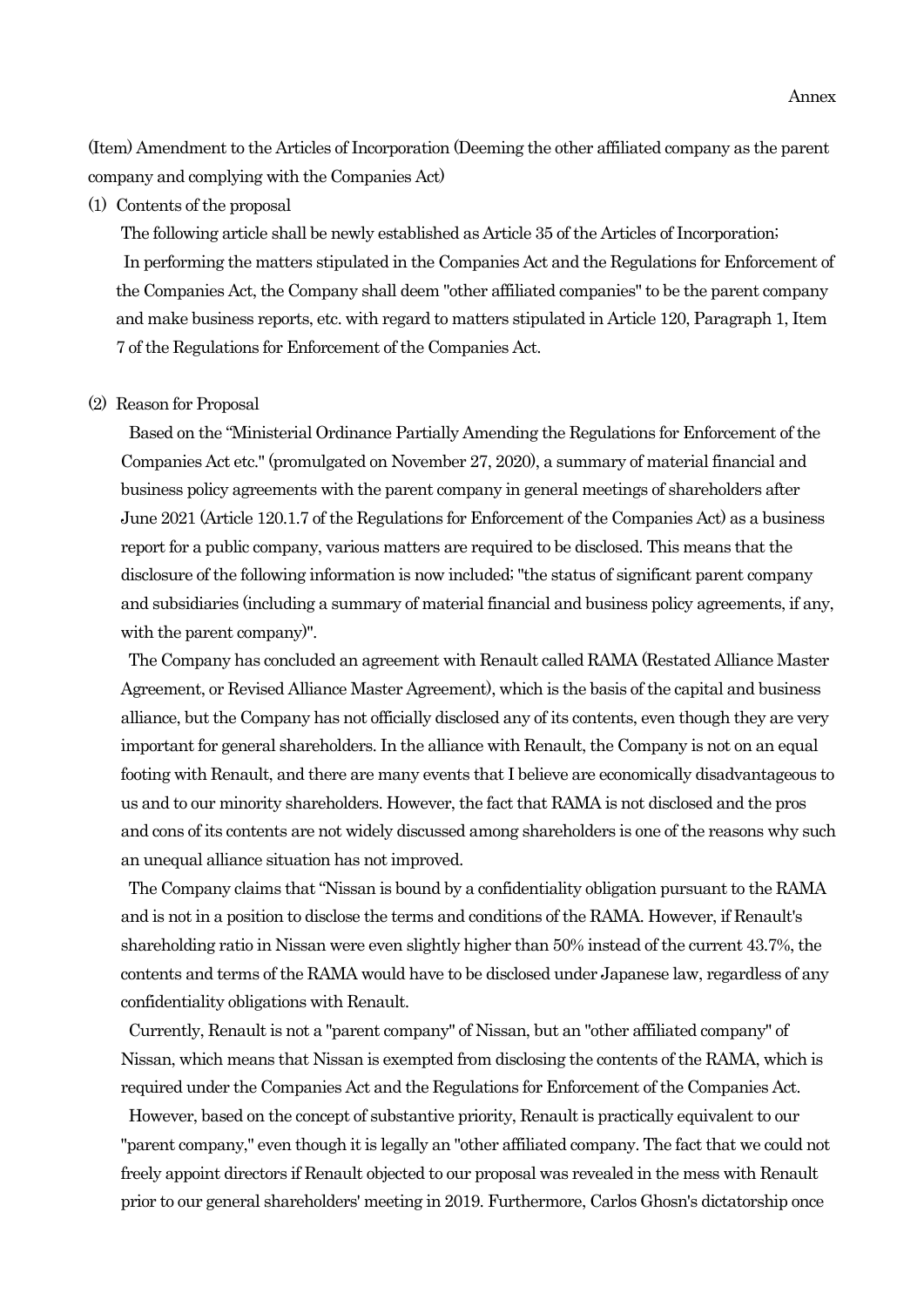Annex

(Item) Amendment to the Articles of Incorporation (Deeming the other affiliated company as the parent company and complying with the Companies Act)

(1) Contents of the proposal

The following article shall be newly established as Article 35 of the Articles of Incorporation;

In performing the matters stipulated in the Companies Act and the Regulations for Enforcement of the Companies Act, the Company shall deem "other affiliated companies" to be the parent company and make business reports, etc. with regard to matters stipulated in Article 120, Paragraph 1, Item 7 of the Regulations for Enforcement of the Companies Act.

(2) Reason for Proposal

Based on the "Ministerial Ordinance Partially Amending the Regulations for Enforcement of the Companies Act etc." (promulgated on November 27, 2020), a summary of material financial and business policy agreements with the parent company in general meetings of shareholders after June 2021 (Article 120.1.7 of the Regulations for Enforcement of the Companies Act) as a business report for a public company, various matters are required to be disclosed. This means that the disclosure of the following information is now included; "the status of significant parent company and subsidiaries (including a summary of material financial and business policy agreements, if any, with the parent company)".

The Company has concluded an agreement with Renault called RAMA (Restated Alliance Master Agreement, or Revised Alliance Master Agreement), which is the basis of the capital and business alliance, but the Company has not officially disclosed any of its contents, even though they are very important for general shareholders. In the alliance with Renault, the Company is not on an equal footing with Renault, and there are many events that I believe are economically disadvantageous to us and to our minority shareholders. However, the fact that RAMA is not disclosed and the pros and cons of its contents are not widely discussed among shareholders is one of the reasons why such an unequal alliance situation has not improved.

The Company claims that "Nissan is bound by a confidentiality obligation pursuant to the RAMA and is not in a position to disclose the terms and conditions of the RAMA. However, if Renault's shareholding ratio in Nissan were even slightly higher than 50% instead of the current 43.7%, the contents and terms of the RAMA would have to be disclosed under Japanese law, regardless of any confidentiality obligations with Renault.

Currently, Renault is not a "parent company" of Nissan, but an "other affiliated company" of Nissan, which means that Nissan is exempted from disclosing the contents of the RAMA, which is required under the Companies Act and the Regulations for Enforcement of the Companies Act.

However, based on the concept of substantive priority, Renault is practically equivalent to our "parent company," even though it is legally an "other affiliated company. The fact that we could not freely appoint directors if Renault objected to our proposal was revealed in the mess with Renault prior to our general shareholders' meeting in 2019. Furthermore, Carlos Ghosn's dictatorship once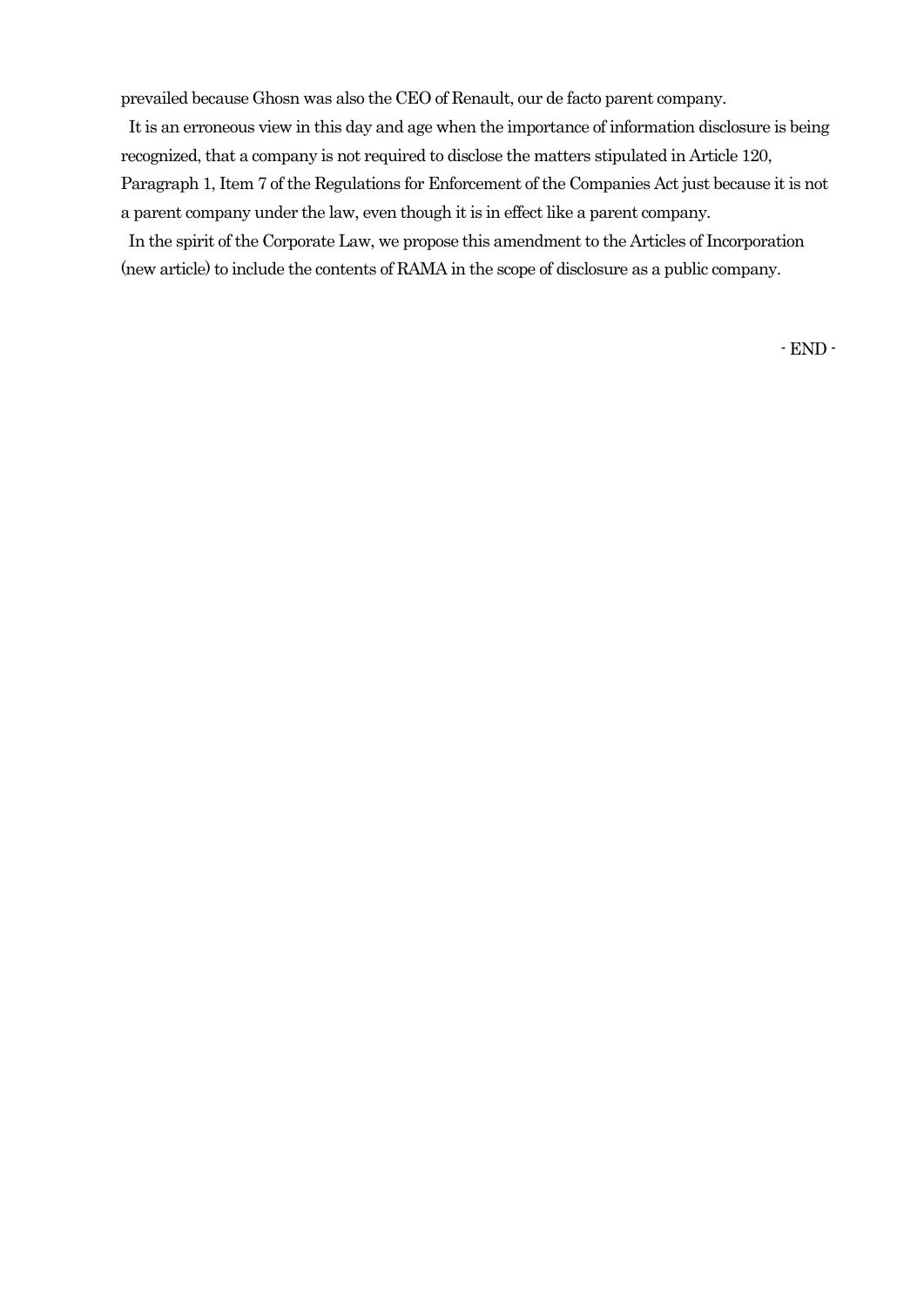prevailed because Ghosn was also the CEO of Renault, our de facto parent company.

It is an erroneous view in this day and age when the importance of information disclosure is being recognized, that a company is not required to disclose the matters stipulated in Article 120, Paragraph 1, Item 7 of the Regulations for Enforcement of the Companies Act just because it is not a parent company under the law, even though it is in effect like a parent company.

In the spirit of the Corporate Law, we propose this amendment to the Articles of Incorporation (new article) to include the contents of RAMA in the scope of disclosure as a public company.

- END -